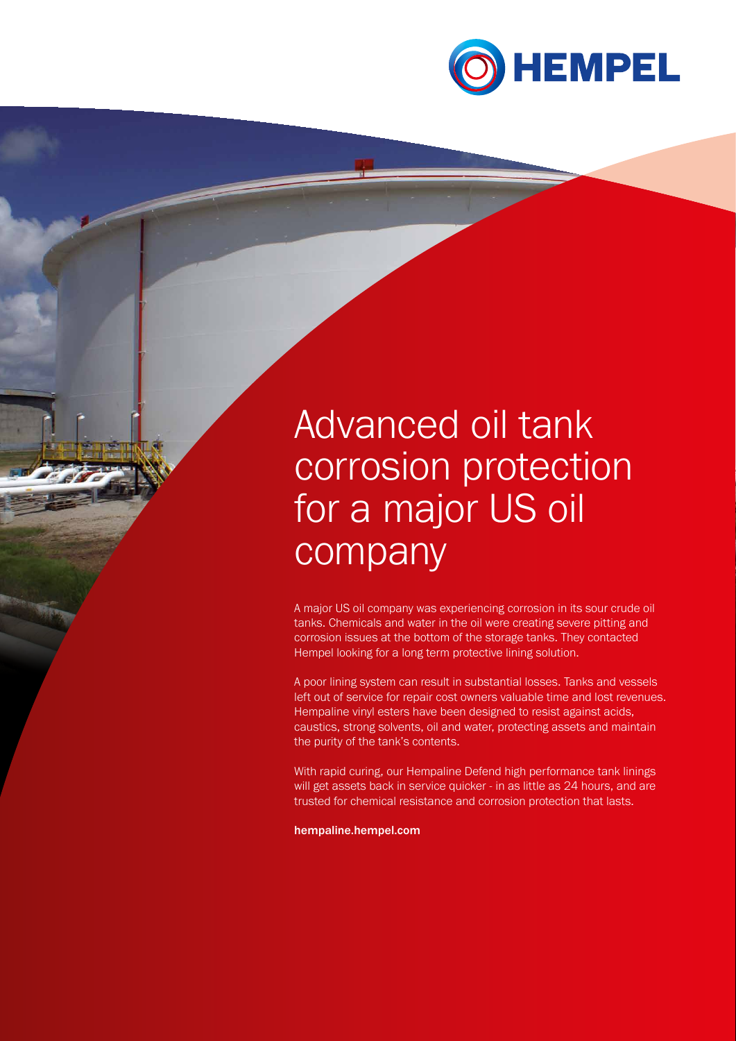# Advanced oil tank corrosion protection for a major US oil company

A major US oil company was experiencing corrosion in its sour crude oil tanks. Chemicals and water in the oil were creating severe pitting and corrosion issues at the bottom of the storage tanks. They contacted Hempel looking for a long term protective lining solution.

A poor lining system can result in substantial losses. Tanks and vessels left out of service for repair cost owners valuable time and lost revenues. Hempaline vinyl esters have been designed to resist against acids, caustics, strong solvents, oil and water, protecting assets and maintain the purity of the tank's contents.

With rapid curing, our Hempaline Defend high performance tank linings will get assets back in service quicker - in as little as 24 hours, and are trusted for chemical resistance and corrosion protection that lasts.

**hempaline.hempel.com**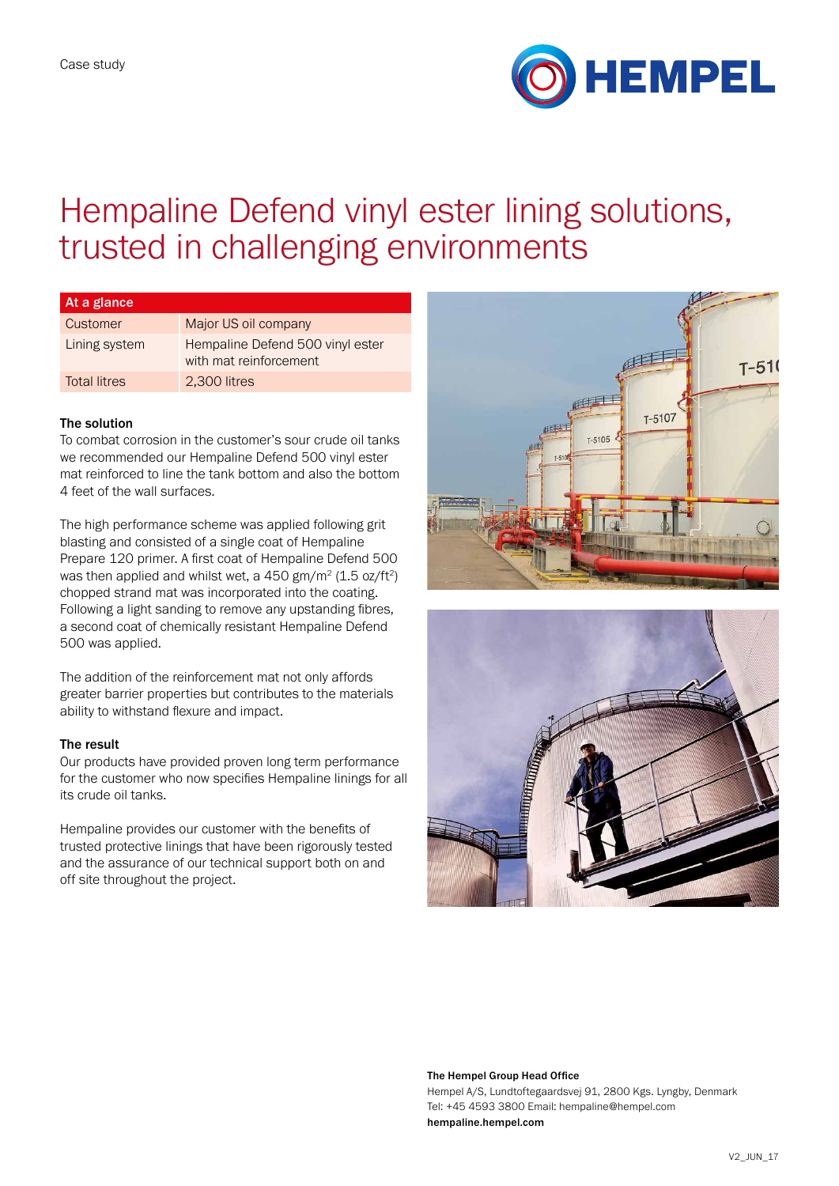Case study

# Hempaline Defend vinyl ester lining solutions, trusted in challenging environments

| At a glance | |
|---|---|
| Customer | Major US oil company |
| Lining system | Hempaline Defend 500 vinyl ester with mat reinforcement |
| Total litres | 2,300 litres |

### The solution

To combat corrosion in the customer's sour crude oil tanks we recommended our Hempaline Defend 500 vinyl ester mat reinforced to line the tank bottom and also the bottom 4 feet of the wall surfaces.

The high performance scheme was applied following grit blasting and consisted of a single coat of Hempaline Prepare 120 primer. A first coat of Hempaline Defend 500 was then applied and whilst wet, a 450 gm/$m^2$ (1.5 oz/$ft^2$) chopped strand mat was incorporated into the coating. Following a light sanding to remove any upstanding fibres, a second coat of chemically resistant Hempaline Defend 500 was applied.

The addition of the reinforcement mat not only affords greater barrier properties but contributes to the materials ability to withstand flexure and impact.

### The result

Our products have provided proven long term performance for the customer who now specifies Hempaline linings for all its crude oil tanks.

Hempaline provides our customer with the benefits of trusted protective linings that have been rigorously tested and the assurance of our technical support both on and off site throughout the project.

**The Hempel Group Head Office**
Hempel A/S, Lundtoftegaardsvej 91, 2800 Kgs. Lyngby, Denmark
Tel: +45 4593 3800 Email: hempaline@hempel.com
**hempaline.hempel.com**

V2_JUN_17